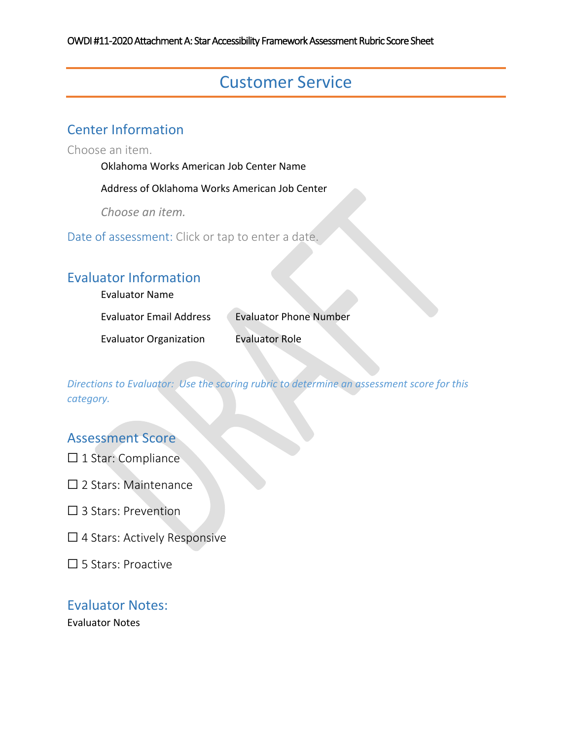# Customer Service

## Center Information

Choose an item.

Oklahoma Works American Job Center Name

Address of Oklahoma Works American Job Center

*Choose an item.*

Date of assessment: Click or tap to enter a date.

## Evaluator Information

Evaluator Name

Evaluator Email Address    Evaluator Phone Number

Evaluator Organization    Evaluator Role

*Directions to Evaluator: Use the scoring rubric to determine an assessment score for this category.*

## Assessment Score

☐ 1 Star: Compliance

☐ 2 Stars: Maintenance

☐ 3 Stars: Prevention

☐ 4 Stars: Actively Responsive

☐ 5 Stars: Proactive

## Evaluator Notes:

Evaluator Notes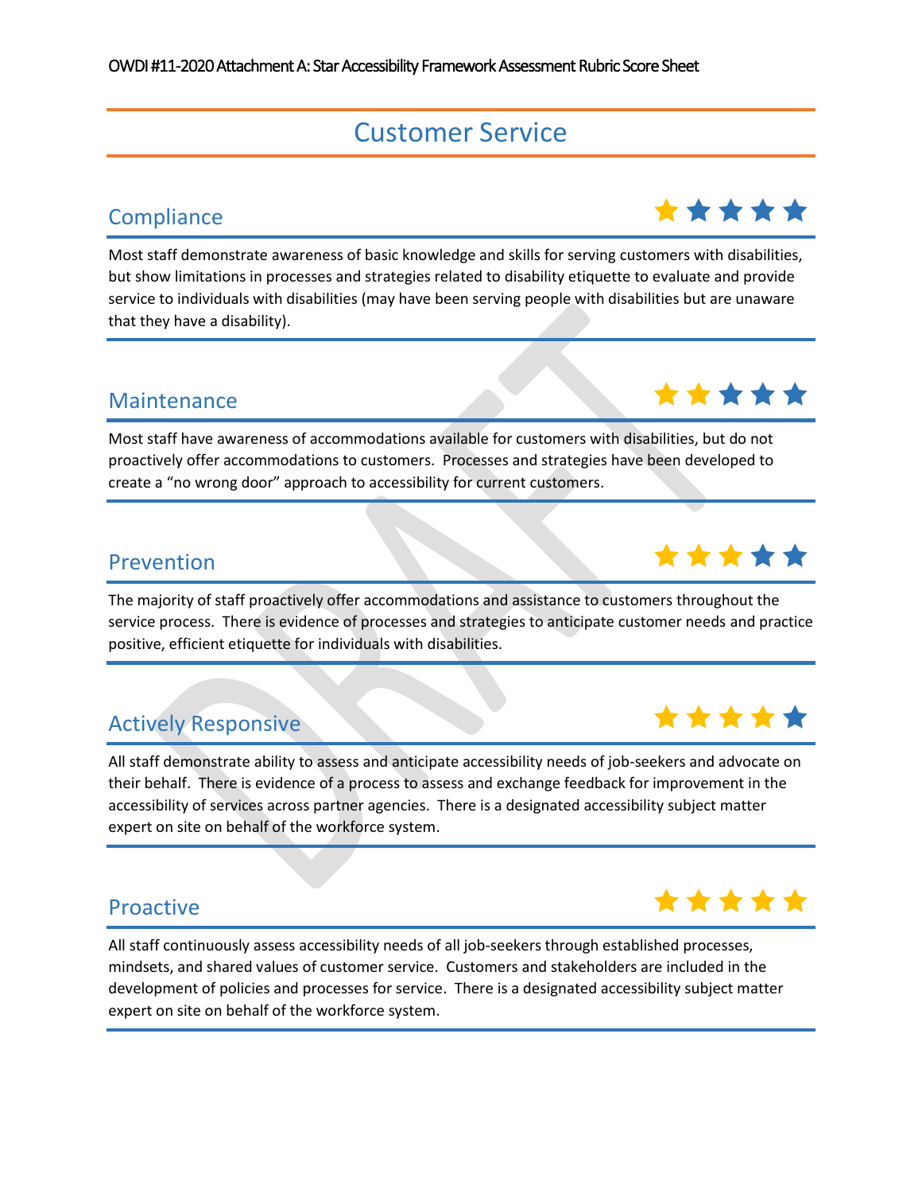# Customer Service

## Compliance

Most staff demonstrate awareness of basic knowledge and skills for serving customers with disabilities, but show limitations in processes and strategies related to disability etiquette to evaluate and provide service to individuals with disabilities (may have been serving people with disabilities but are unaware that they have a disability).

## Maintenance

Most staff have awareness of accommodations available for customers with disabilities, but do not proactively offer accommodations to customers. Processes and strategies have been developed to create a "no wrong door" approach to accessibility for current customers.

## Prevention

The majority of staff proactively offer accommodations and assistance to customers throughout the service process. There is evidence of processes and strategies to anticipate customer needs and practice positive, efficient etiquette for individuals with disabilities.

## Actively Responsive

All staff demonstrate ability to assess and anticipate accessibility needs of job-seekers and advocate on their behalf. There is evidence of a process to assess and exchange feedback for improvement in the accessibility of services across partner agencies. There is a designated accessibility subject matter expert on site on behalf of the workforce system.

## Proactive

All staff continuously assess accessibility needs of all job-seekers through established processes, mindsets, and shared values of customer service. Customers and stakeholders are included in the development of policies and processes for service. There is a designated accessibility subject matter expert on site on behalf of the workforce system.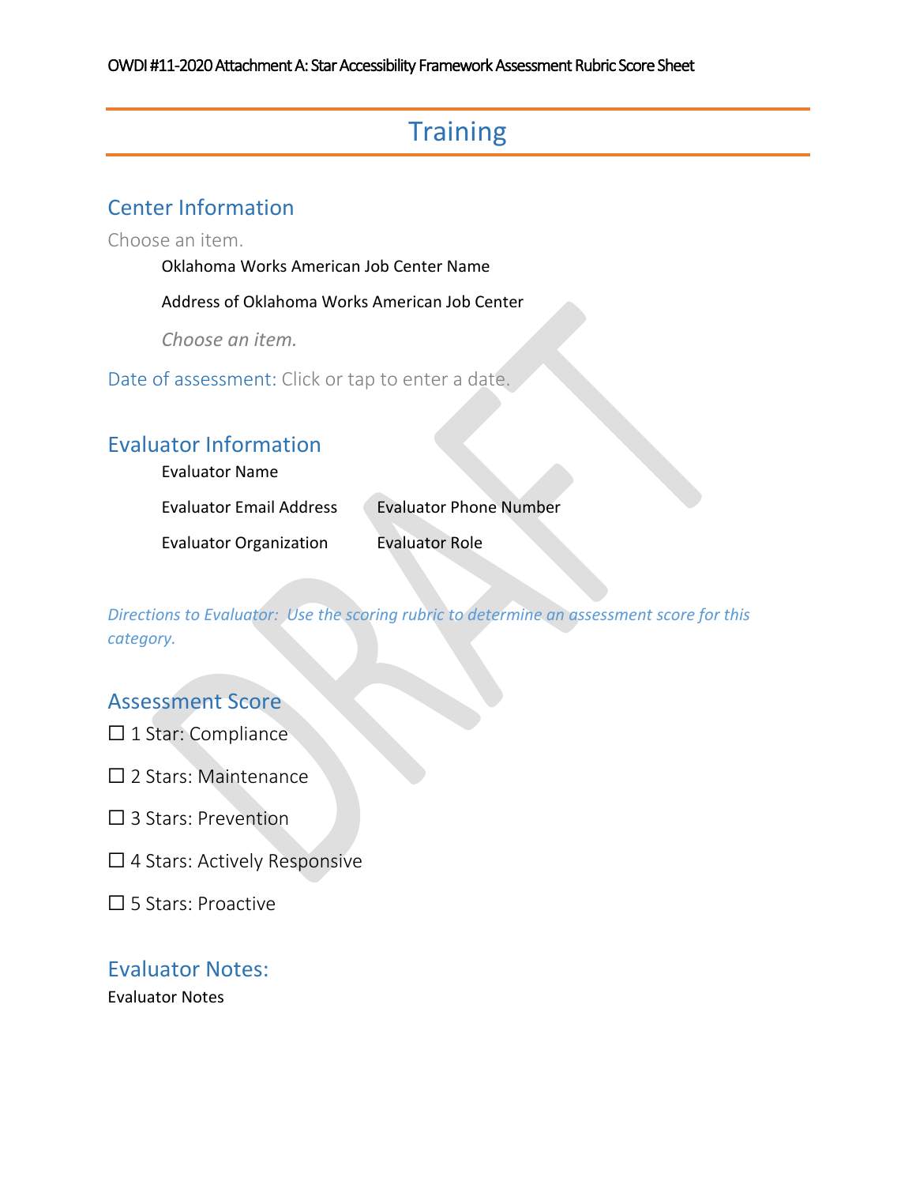# Training

## Center Information

Choose an item.

Oklahoma Works American Job Center Name

Address of Oklahoma Works American Job Center

*Choose an item.*

Date of assessment: Click or tap to enter a date.

## Evaluator Information

Evaluator Name

Evaluator Email Address    Evaluator Phone Number

Evaluator Organization    Evaluator Role

*Directions to Evaluator: Use the scoring rubric to determine an assessment score for this category.*

## Assessment Score

☐ 1 Star: Compliance

☐ 2 Stars: Maintenance

☐ 3 Stars: Prevention

☐ 4 Stars: Actively Responsive

☐ 5 Stars: Proactive

## Evaluator Notes:

Evaluator Notes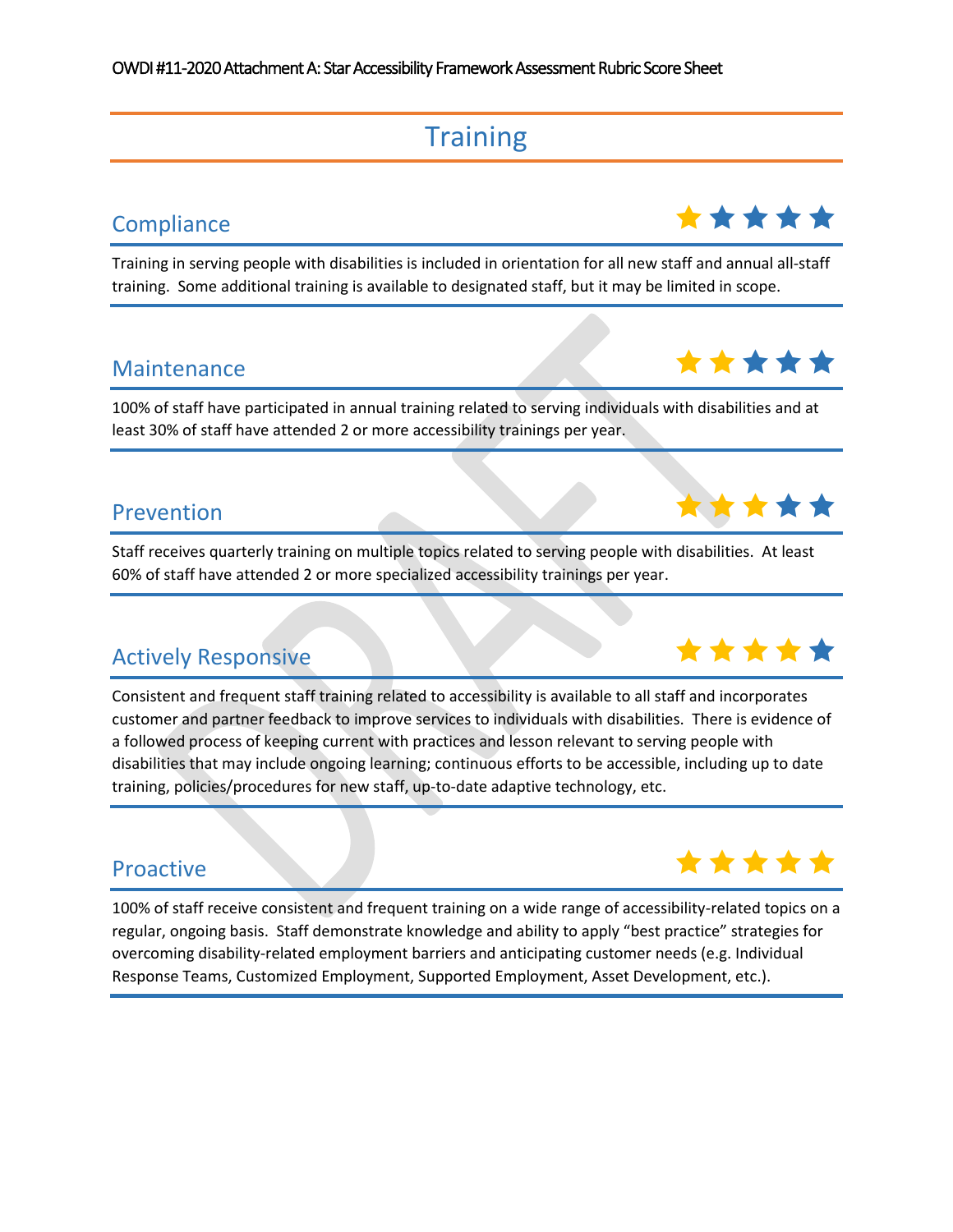# Training

## Compliance

Training in serving people with disabilities is included in orientation for all new staff and annual all-staff training. Some additional training is available to designated staff, but it may be limited in scope.

## Maintenance

100% of staff have participated in annual training related to serving individuals with disabilities and at least 30% of staff have attended 2 or more accessibility trainings per year.

## Prevention

Staff receives quarterly training on multiple topics related to serving people with disabilities. At least 60% of staff have attended 2 or more specialized accessibility trainings per year.

## Actively Responsive

Consistent and frequent staff training related to accessibility is available to all staff and incorporates customer and partner feedback to improve services to individuals with disabilities. There is evidence of a followed process of keeping current with practices and lesson relevant to serving people with disabilities that may include ongoing learning; continuous efforts to be accessible, including up to date training, policies/procedures for new staff, up-to-date adaptive technology, etc.

## Proactive

100% of staff receive consistent and frequent training on a wide range of accessibility-related topics on a regular, ongoing basis. Staff demonstrate knowledge and ability to apply “best practice” strategies for overcoming disability-related employment barriers and anticipating customer needs (e.g. Individual Response Teams, Customized Employment, Supported Employment, Asset Development, etc.).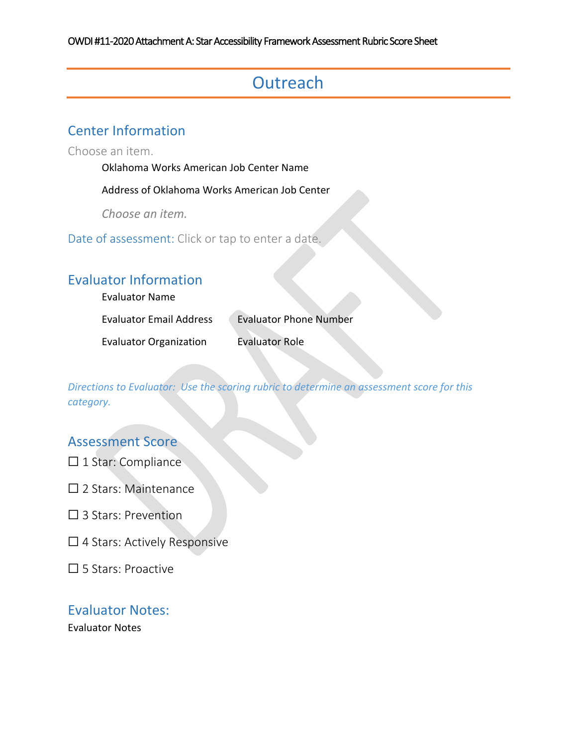# Outreach

## Center Information

Choose an item.

Oklahoma Works American Job Center Name

Address of Oklahoma Works American Job Center

*Choose an item.*

Date of assessment: Click or tap to enter a date.

## Evaluator Information

Evaluator Name

Evaluator Email Address    Evaluator Phone Number

Evaluator Organization    Evaluator Role

*Directions to Evaluator: Use the scoring rubric to determine an assessment score for this category.*

## Assessment Score

☐ 1 Star: Compliance

☐ 2 Stars: Maintenance

☐ 3 Stars: Prevention

☐ 4 Stars: Actively Responsive

☐ 5 Stars: Proactive

## Evaluator Notes:

Evaluator Notes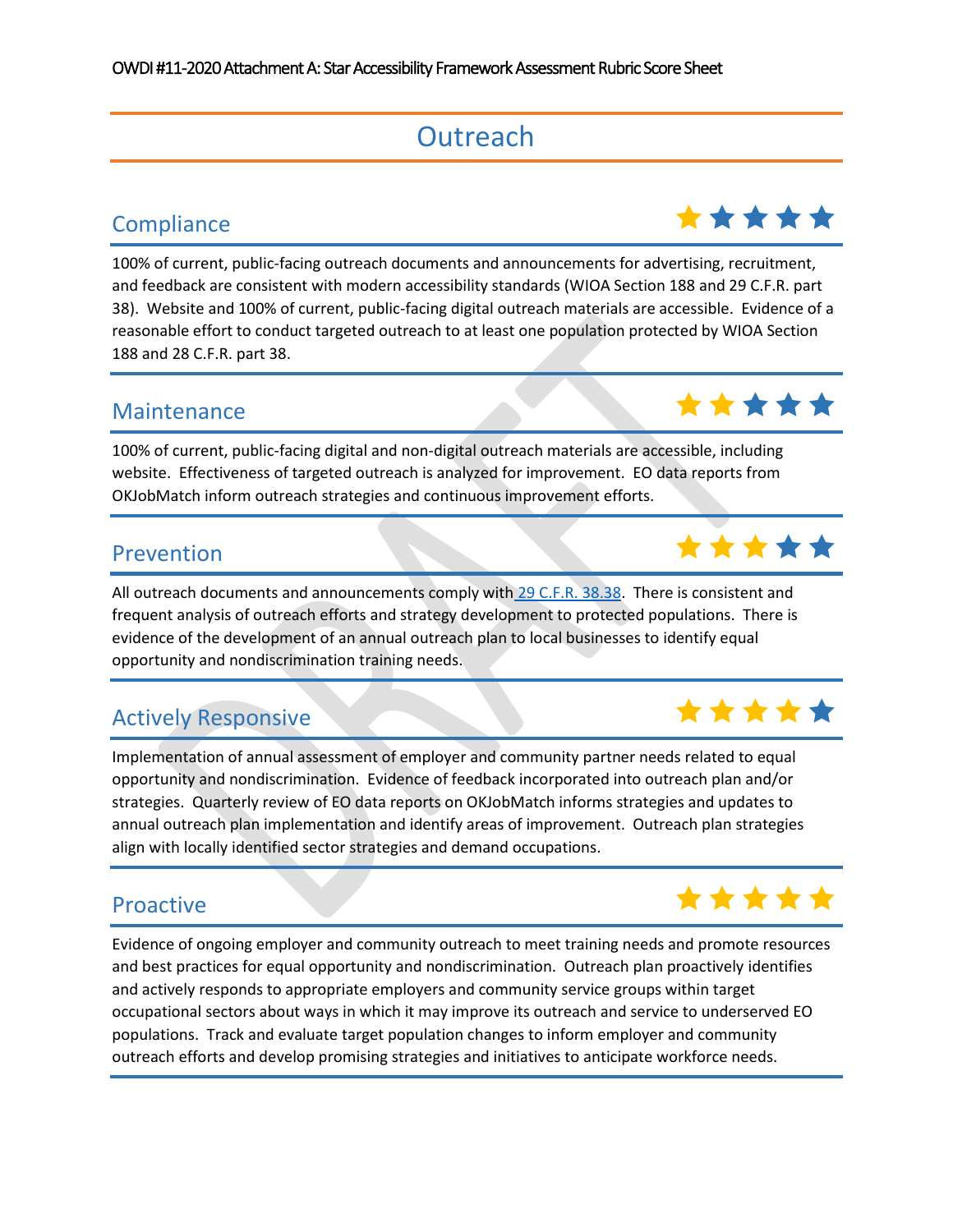# Outreach

## Compliance

100% of current, public-facing outreach documents and announcements for advertising, recruitment, and feedback are consistent with modern accessibility standards (WIOA Section 188 and 29 C.F.R. part 38). Website and 100% of current, public-facing digital outreach materials are accessible. Evidence of a reasonable effort to conduct targeted outreach to at least one population protected by WIOA Section 188 and 28 C.F.R. part 38.

## Maintenance

100% of current, public-facing digital and non-digital outreach materials are accessible, including website. Effectiveness of targeted outreach is analyzed for improvement. EO data reports from OKJobMatch inform outreach strategies and continuous improvement efforts.

## Prevention

All outreach documents and announcements comply with [29 C.F.R. 38.38](). There is consistent and frequent analysis of outreach efforts and strategy development to protected populations. There is evidence of the development of an annual outreach plan to local businesses to identify equal opportunity and nondiscrimination training needs.

## Actively Responsive

Implementation of annual assessment of employer and community partner needs related to equal opportunity and nondiscrimination. Evidence of feedback incorporated into outreach plan and/or strategies. Quarterly review of EO data reports on OKJobMatch informs strategies and updates to annual outreach plan implementation and identify areas of improvement. Outreach plan strategies align with locally identified sector strategies and demand occupations.

## Proactive

Evidence of ongoing employer and community outreach to meet training needs and promote resources and best practices for equal opportunity and nondiscrimination. Outreach plan proactively identifies and actively responds to appropriate employers and community service groups within target occupational sectors about ways in which it may improve its outreach and service to underserved EO populations. Track and evaluate target population changes to inform employer and community outreach efforts and develop promising strategies and initiatives to anticipate workforce needs.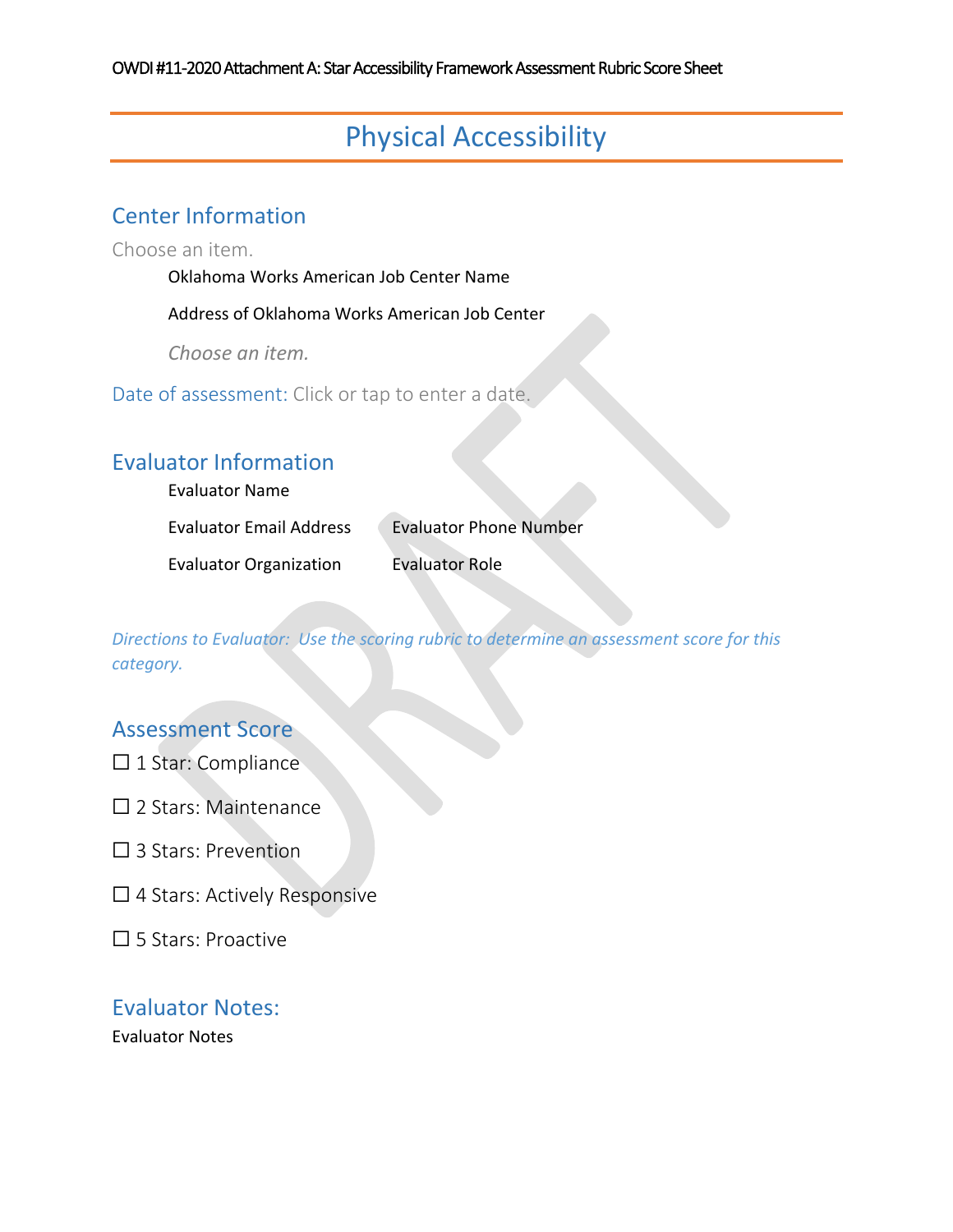# Physical Accessibility

## Center Information

Choose an item.

Oklahoma Works American Job Center Name

Address of Oklahoma Works American Job Center

*Choose an item.*

Date of assessment: Click or tap to enter a date.

## Evaluator Information

Evaluator Name

Evaluator Email Address    Evaluator Phone Number

Evaluator Organization    Evaluator Role

*Directions to Evaluator: Use the scoring rubric to determine an assessment score for this category.*

## Assessment Score

☐ 1 Star: Compliance

☐ 2 Stars: Maintenance

☐ 3 Stars: Prevention

☐ 4 Stars: Actively Responsive

☐ 5 Stars: Proactive

## Evaluator Notes:

Evaluator Notes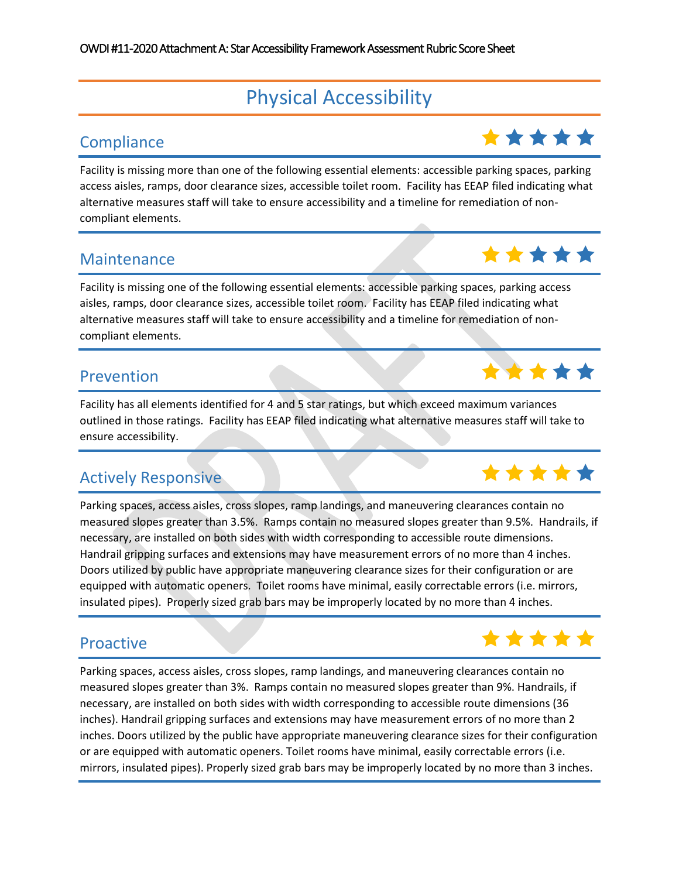# Physical Accessibility

## Compliance

Facility is missing more than one of the following essential elements: accessible parking spaces, parking access aisles, ramps, door clearance sizes, accessible toilet room. Facility has EEAP filed indicating what alternative measures staff will take to ensure accessibility and a timeline for remediation of non-compliant elements.

## Maintenance

Facility is missing one of the following essential elements: accessible parking spaces, parking access aisles, ramps, door clearance sizes, accessible toilet room. Facility has EEAP filed indicating what alternative measures staff will take to ensure accessibility and a timeline for remediation of non-compliant elements.

## Prevention

Facility has all elements identified for 4 and 5 star ratings, but which exceed maximum variances outlined in those ratings. Facility has EEAP filed indicating what alternative measures staff will take to ensure accessibility.

## Actively Responsive

Parking spaces, access aisles, cross slopes, ramp landings, and maneuvering clearances contain no measured slopes greater than 3.5%. Ramps contain no measured slopes greater than 9.5%. Handrails, if necessary, are installed on both sides with width corresponding to accessible route dimensions. Handrail gripping surfaces and extensions may have measurement errors of no more than 4 inches. Doors utilized by public have appropriate maneuvering clearance sizes for their configuration or are equipped with automatic openers. Toilet rooms have minimal, easily correctable errors (i.e. mirrors, insulated pipes). Properly sized grab bars may be improperly located by no more than 4 inches.

## Proactive

Parking spaces, access aisles, cross slopes, ramp landings, and maneuvering clearances contain no measured slopes greater than 3%. Ramps contain no measured slopes greater than 9%. Handrails, if necessary, are installed on both sides with width corresponding to accessible route dimensions (36 inches). Handrail gripping surfaces and extensions may have measurement errors of no more than 2 inches. Doors utilized by the public have appropriate maneuvering clearance sizes for their configuration or are equipped with automatic openers. Toilet rooms have minimal, easily correctable errors (i.e. mirrors, insulated pipes). Properly sized grab bars may be improperly located by no more than 3 inches.